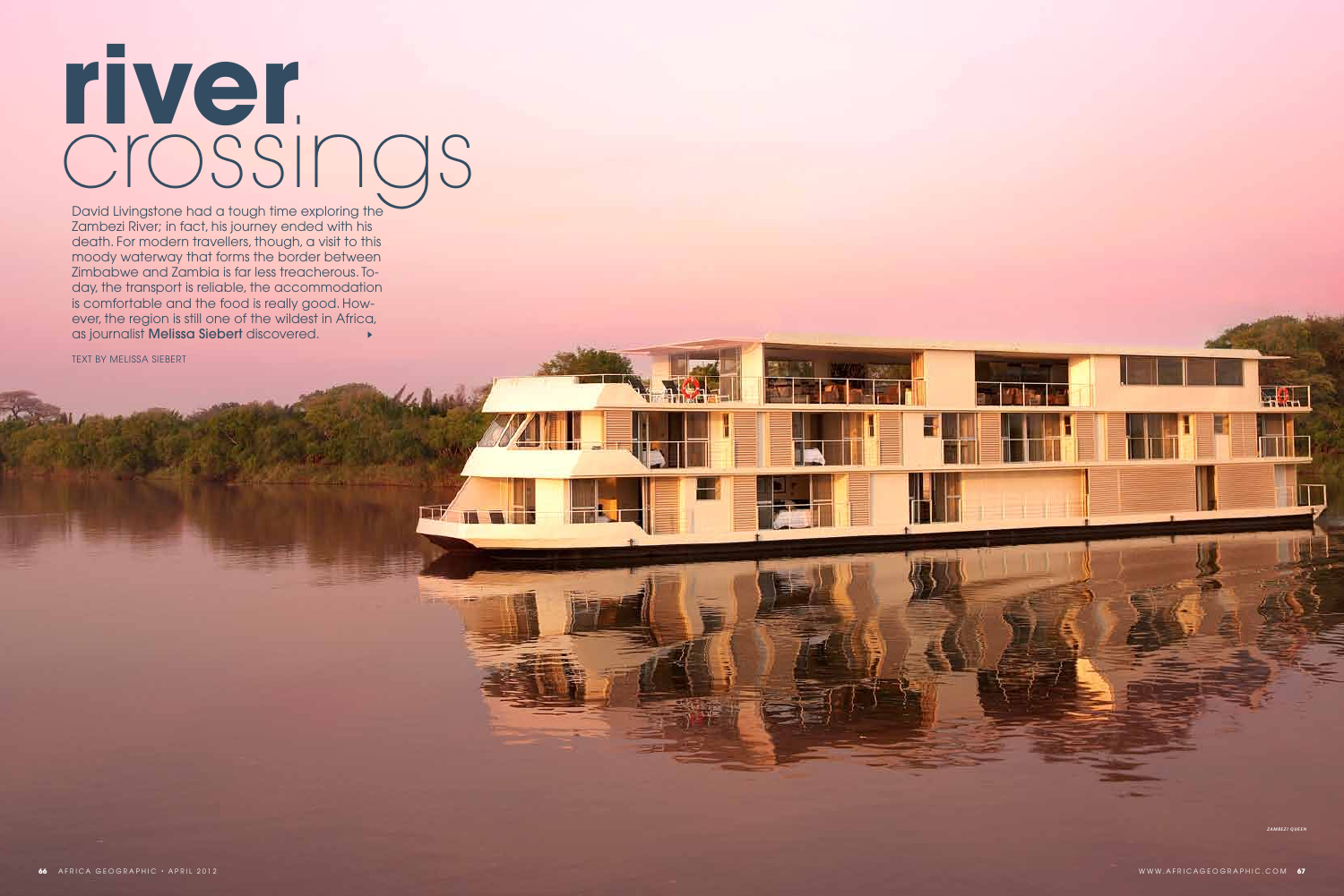# river crossings

David Livingstone had a tough time exploring the Zambezi River; in fact, his journey ended with his death. For modern travellers, though, a visit to this moody waterway that forms the border between Zimbabwe and Zambia is far less treacherous. Today, the transport is reliable, the accommodation is comfortable and the food is really good. However, the region is still one of the wildest in Africa, as journalist **Melissa Siebert** discovered.

TEXT BY MELISSA SIEBERT

*ZAMBEZI QUEEN*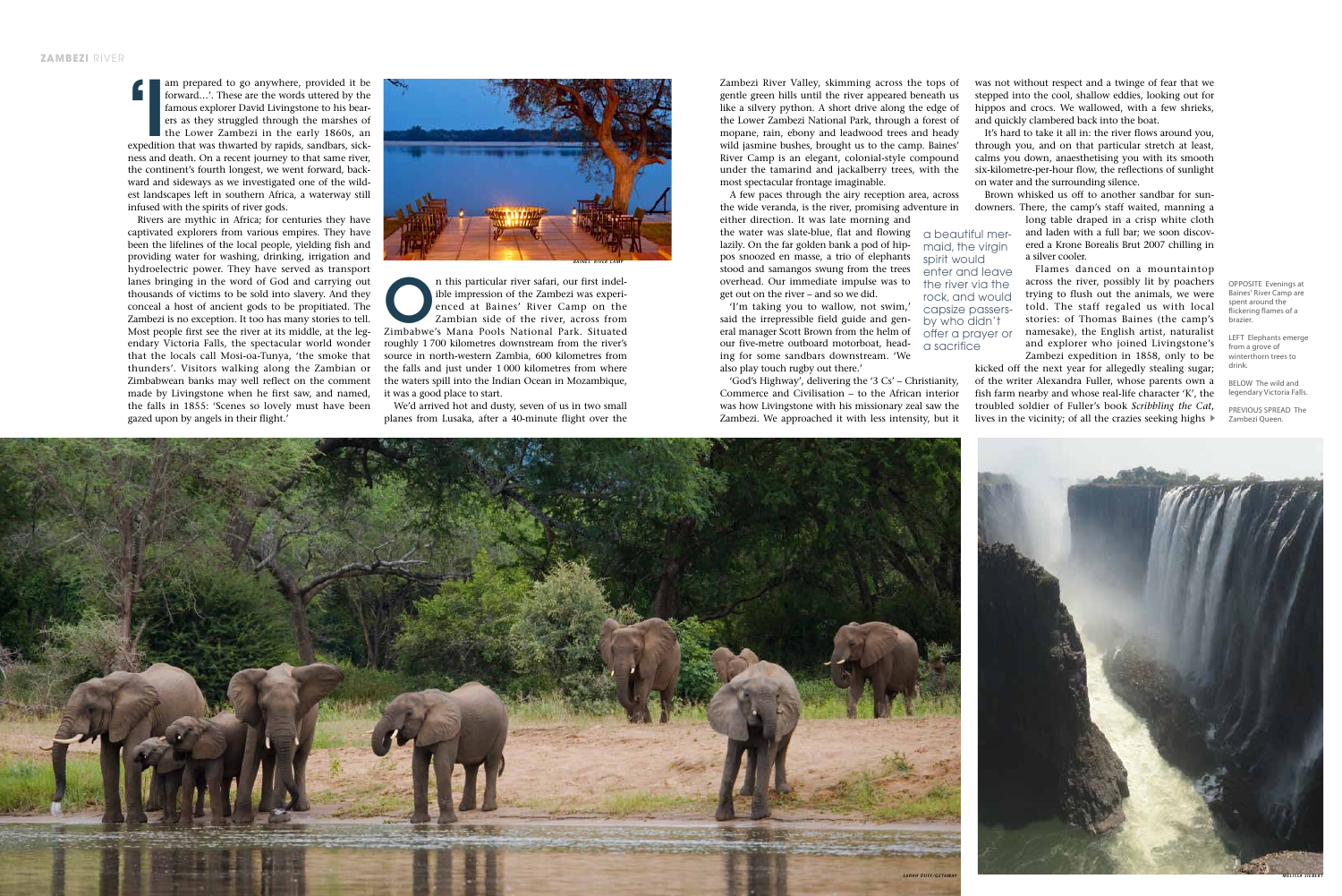'I am prepared to go anywhere, provided it be forward…'. These are the words uttered by the famous explorer David Livingstone to his bearers as they struggled through the marshes of the Lower Zambezi in the early 1860s, an expedition that was thwarted by rapids, sandbars, sickness and death. On a recent journey to that same river, the continent's fourth longest, we went forward, backward and sideways as we investigated one of the wildest landscapes left in southern Africa, a waterway still infused with the spirits of river gods.

Rivers are mythic in Africa; for centuries they have captivated explorers from various empires. They have been the lifelines of the local people, yielding fish and providing water for washing, drinking, irrigation and hydroelectric power. They have served as transport lanes bringing in the word of God and carrying out thousands of victims to be sold into slavery. And they conceal a host of ancient gods to be propitiated. The Zambezi is no exception. It too has many stories to tell. Most people first see the river at its middle, at the legendary Victoria Falls, the spectacular world wonder that the locals call Mosi-oa-Tunya, 'the smoke that thunders'. Visitors walking along the Zambian or Zimbabwean banks may well reflect on the comment made by Livingstone when he first saw, and named, the falls in 1855: 'Scenes so lovely must have been gazed upon by angels in their flight.'

On this particular river safari, our first indelible impression of the Zambezi was experienced at Baines' River Camp on the Zambian side of the river, across from Zimbabwe's Mana Pools National Park. Situated roughly 1 700 kilometres downstream from the river's source in north-western Zambia, 600 kilometres from the falls and just under 1 000 kilometres from where the waters spill into the Indian Ocean in Mozambique, it was a good place to start.

We'd arrived hot and dusty, seven of us in two small planes from Lusaka, after a 40-minute flight over the Zambezi River Valley, skimming across the tops of gentle green hills until the river appeared beneath us like a silvery python. A short drive along the edge of the Lower Zambezi National Park, through a forest of mopane, rain, ebony and leadwood trees and heady wild jasmine bushes, brought us to the camp. Baines' River Camp is an elegant, colonial-style compound under the tamarind and jackalberry trees, with the most spectacular frontage imaginable.

A few paces through the airy reception area, across the wide veranda, is the river, promising adventure in either direction. It was late morning and the water was slate-blue, flat and flowing lazily. On the far golden bank a pod of hippos snoozed en masse, a trio of elephants stood and samangos swung from the trees overhead. Our immediate impulse was to get out on the river – and so we did.

'I'm taking you to wallow, not swim,' said the irrepressible field guide and general manager Scott Brown from the helm of our five-metre outboard motorboat, heading for some sandbars downstream. 'We also play touch rugby out there.'

> a beautiful mermaid, the virgin spirit would enter and leave the river via the rock, and would capsize passers-by who didn't offer a prayer or a sacrifice

'God's Highway', delivering the '3 Cs' – Christianity, Commerce and Civilisation – to the African interior was how Livingstone with his missionary zeal saw the Zambezi. We approached it with less intensity, but it was not without respect and a twinge of fear that we stepped into the cool, shallow eddies, looking out for hippos and crocs. We wallowed, with a few shrieks, and quickly clambered back into the boat.

It's hard to take it all in: the river flows around you, through you, and on that particular stretch at least, calms you down, anaesthetising you with its smooth six-kilometre-per-hour flow, the reflections of sunlight on water and the surrounding silence.

Brown whisked us off to another sandbar for sundowners. There, the camp's staff waited, manning a long table draped in a crisp white cloth and laden with a full bar; we soon discovered a Krone Borealis Brut 2007 chilling in a silver cooler.

Flames danced on a mountaintop across the river, possibly lit by poachers trying to flush out the animals, we were told. The staff regaled us with local stories: of Thomas Baines (the camp's namesake), the English artist, naturalist and explorer who joined Livingstone's Zambezi expedition in 1858, only to be kicked off the next year for allegedly stealing sugar; of the writer Alexandra Fuller, whose parents own a fish farm nearby and whose real-life character 'K', the troubled soldier of Fuller's book *Scribbling the Cat*, lives in the vicinity; of all the crazies seeking highs ▶

OPPOSITE Evenings at Baines' River Camp are spent around the flickering flames of a brazier.

LEFT Elephants emerge from a grove of winterthorn trees to drink.

BELOW The wild and legendary Victoria Falls.

PREVIOUS SPREAD The Zambezi Queen.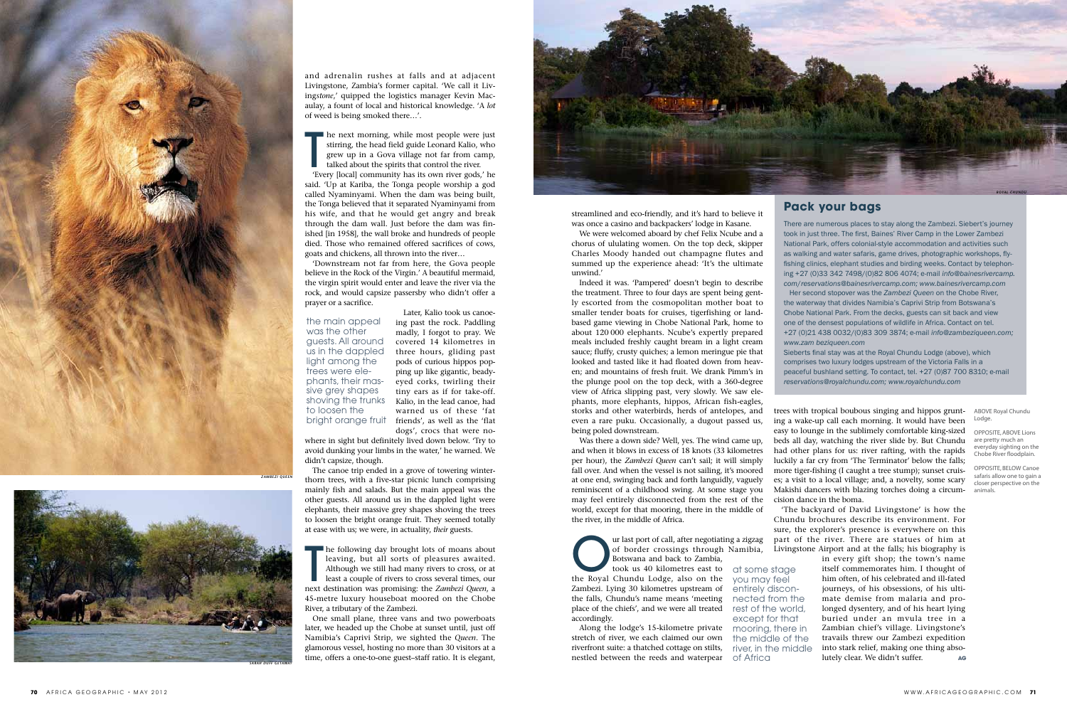and adrenalin rushes at falls and at adjacent Livingstone, Zambia's former capital. 'We call it Livingstone,' quipped the logistics manager Kevin Macaulay, a fount of local and historical knowledge. 'A *lot* of weed is being smoked there…'.

The next morning, while most people were just stirring, the head field guide Leonard Kalio, who grew up in a Gova village not far from camp, talked about the spirits that control the river.

'Every [local] community has its own river gods,' he said. 'Up at Kariba, the Tonga people worship a god called Nyaminyami. When the dam was being built, the Tonga believed that it separated Nyaminyami from his wife, and that he would get angry and break through the dam wall. Just before the dam was finished [in 1958], the wall broke and hundreds of people died. Those who remained offered sacrifices of cows, goats and chickens, all thrown into the river…

'Downstream not far from here, the Gova people believe in the Rock of the Virgin.' A beautiful mermaid, the virgin spirit would enter and leave the river via the rock, and would capsize passersby who didn't offer a prayer or a sacrifice.

Later, Kalio took us canoeing past the rock. Paddling madly, I forgot to pray. We covered 14 kilometres in three hours, gliding past pods of curious hippos popping up like gigantic, beady-eyed corks, twirling their tiny ears as if for take-off. Kalio, in the lead canoe, had warned us of these 'fat friends', as well as the 'flat dogs', crocs that were nowhere in sight but definitely lived down below. 'Try to avoid dunking your limbs in the water,' he warned. We didn't capsize, though.

The canoe trip ended in a grove of towering winter-thorn trees, with a five-star picnic lunch comprising mainly fish and salads. But the main appeal was the other guests. All around us in the dappled light were elephants, their massive grey shapes shoving the trees to loosen the bright orange fruit. They seemed totally at ease with us; we were, in actuality, *their* guests.

> the main appeal was the other guests. All around us in the dappled light among the trees were elephants, their massive grey shapes shoving the trunks to loosen the bright orange fruit

The following day brought lots of moans about leaving, but all sorts of pleasures awaited. Although we still had many rivers to cross, or at least a couple of rivers to cross several times, our next destination was promising: the *Zambezi Queen*, a 45-metre luxury houseboat moored on the Chobe River, a tributary of the Zambezi.

One small plane, three vans and two powerboats later, we headed up the Chobe at sunset until, just off Namibia's Caprivi Strip, we sighted the *Queen*. The glamorous vessel, hosting no more than 30 visitors at a time, offers a one-to-one guest–staff ratio. It is elegant, streamlined and eco-friendly, and it's hard to believe it was once a casino and backpackers' lodge in Kasane.

We were welcomed aboard by chef Felix Ncube and a chorus of ululating women. On the top deck, skipper Charles Moody handed out champagne flutes and summed up the experience ahead: 'It's the ultimate unwind.'

Indeed it was. 'Pampered' doesn't begin to describe the treatment. Three to four days are spent being gently escorted from the cosmopolitan mother boat to smaller tender boats for cruises, tigerfishing or land-based game viewing in Chobe National Park, home to about 120 000 elephants. Ncube's expertly prepared meals included freshly caught bream in a light cream sauce; fluffy, crusty quiches; a lemon meringue pie that looked and tasted like it had floated down from heaven; and mountains of fresh fruit. We drank Pimm's in the plunge pool on the top deck, with a 360-degree view of Africa slipping past, very slowly. We saw elephants, more elephants, hippos, African fish-eagles, storks and other waterbirds, herds of antelopes, and even a rare puku. Occasionally, a dugout passed us, being poled downstream.

Was there a down side? Well, yes. The wind came up, and when it blows in excess of 18 knots (33 kilometres per hour), the *Zambezi Queen* can't sail; it will simply fall over. And when the vessel is not sailing, it's moored at one end, swinging back and forth languidly, vaguely reminiscent of a childhood swing. At some stage you may feel entirely disconnected from the rest of the world, except for that mooring, there in the middle of the river, in the middle of Africa.

Our last port of call, after negotiating a zigzag of border crossings through Namibia, Botswana and back to Zambia, took us 40 kilometres east to the Royal Chundu Lodge, also on the Zambezi. Lying 30 kilometres upstream of the falls, Chundu's name means 'meeting place of the chiefs', and we were all treated accordingly.

> at some stage you may feel entirely disconnected from the rest of the world, except for that mooring, there in the middle of the river, in the middle of Africa

Along the lodge's 15-kilometre private stretch of river, we each claimed our own riverfront suite: a thatched cottage on stilts, nestled between the reeds and waterpear trees with tropical boubous singing and hippos grunting a wake-up call each morning. It would have been easy to lounge in the sublimely comfortable king-sized beds all day, watching the river slide by. But Chundu had other plans for us: river rafting, with the rapids luckily a far cry from 'The Terminator' below the falls; more tiger-fishing (I caught a tree stump); sunset cruises; a visit to a local village; and, a novelty, some scary Makishi dancers with blazing torches doing a circumcision dance in the boma.

'The backyard of David Livingstone' is how the Chundu brochures describe its environment. For sure, the explorer's presence is everywhere on this part of the river. There are statues of him at Livingstone Airport and at the falls; his biography is in every gift shop; the town's name itself commemorates him. I thought of him often, of his celebrated and ill-fated journeys, of his obsessions, of his ultimate demise from malaria and prolonged dysentery, and of his heart lying buried under an mvula tree in a Zambian chief's village. Livingstone's travails threw our Zambezi expedition into stark relief, making one thing absolutely clear. We didn't suffer. AG

## Pack your bags

There are numerous places to stay along the Zambezi. Siebert's journey took in just three. The first, Baines' River Camp in the Lower Zambezi National Park, offers colonial-style accommodation and activities such as walking and water safaris, game drives, photographic workshops, fly-fishing clinics, elephant studies and birding weeks. Contact by telephoning +27 (0)33 342 7498/(0)82 806 4074; e-mail *info@bainesrivercamp.com/reservations@bainesrivercamp.com; www.bainesrivercamp.com*

Her second stopover was the *Zambezi Queen* on the Chobe River, the waterway that divides Namibia's Caprivi Strip from Botswana's Chobe National Park. From the decks, guests can sit back and view one of the densest populations of wildlife in Africa. Contact on tel. +27 (0)21 438 0032/(0)83 309 3874; e-mail *info@zambeziqueen.com; www.zam beziqueen.com*

Sieberts final stay was at the Royal Chundu Lodge (above), which comprises two luxury lodges upstream of the Victoria Falls in a peaceful bushland setting. To contact, tel. +27 (0)87 700 8310; e-mail *reservations@royalchundu.com; www.royalchundu.com*

ABOVE Royal Chundu Lodge.

OPPOSITE, ABOVE Lions are pretty much an everyday sighting on the Chobe River floodplain.

OPPOSITE, BELOW Canoe safaris allow one to gain a closer perspective on the animals.